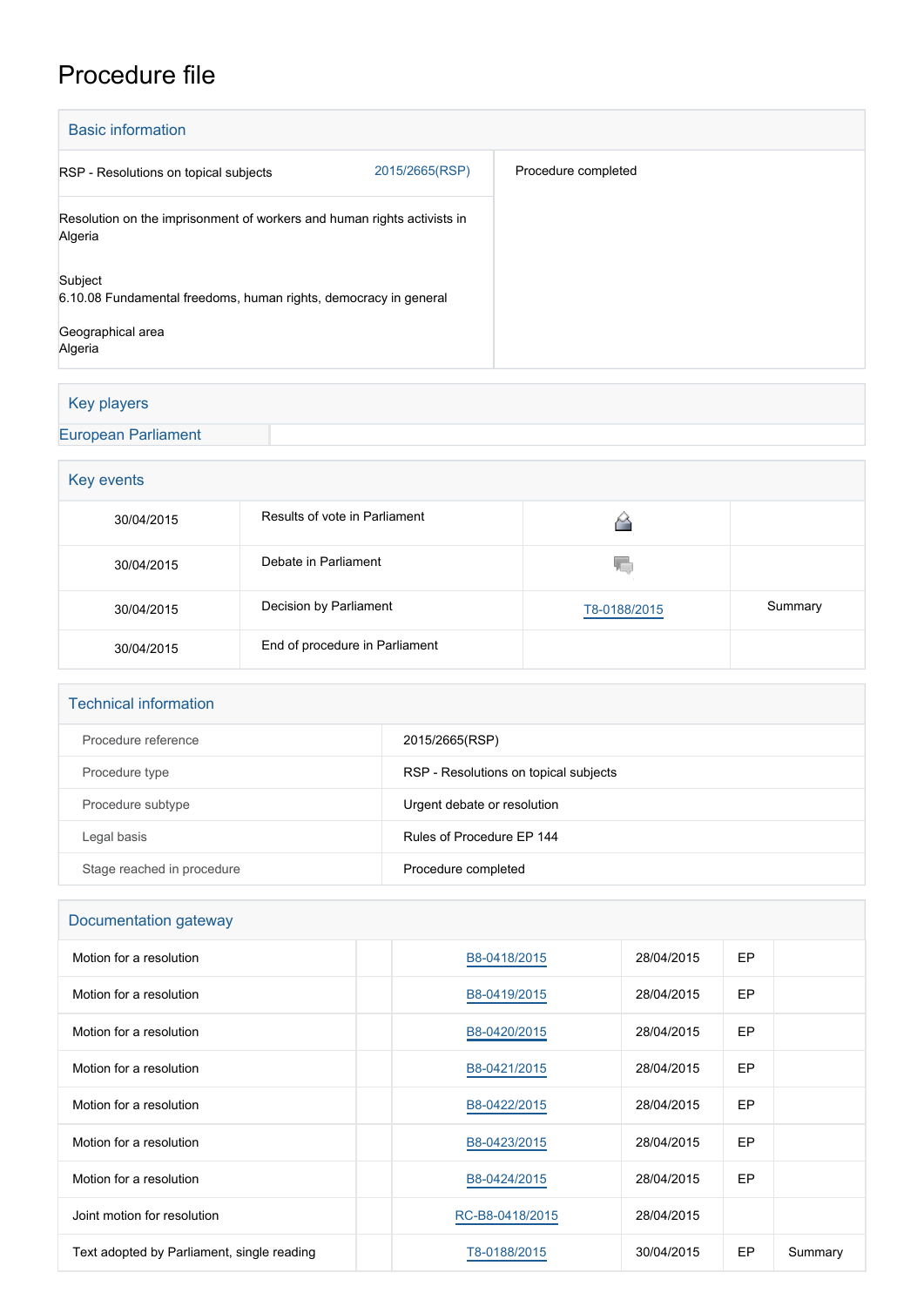# Procedure file

## Basic information

| | | |
|---|---|---|
| RSP - Resolutions on topical subjects | 2015/2665(RSP) | Procedure completed |
| Resolution on the imprisonment of workers and human rights activists in Algeria | | |

Subject
6.10.08 Fundamental freedoms, human rights, democracy in general

Geographical area
Algeria

## Key players

| European Parliament | |
|---|---|

## Key events

| | | | |
|---|---|---|---|
| 30/04/2015 | Results of vote in Parliament | | |
| 30/04/2015 | Debate in Parliament | | |
| 30/04/2015 | Decision by Parliament | T8-0188/2015 | Summary |
| 30/04/2015 | End of procedure in Parliament | | |

## Technical information

| | |
|---|---|
| Procedure reference | 2015/2665(RSP) |
| Procedure type | RSP - Resolutions on topical subjects |
| Procedure subtype | Urgent debate or resolution |
| Legal basis | Rules of Procedure EP 144 |
| Stage reached in procedure | Procedure completed |

## Documentation gateway

| | | | | | |
|---|---|---|---|---|---|
| Motion for a resolution | | B8-0418/2015 | 28/04/2015 | EP | |
| Motion for a resolution | | B8-0419/2015 | 28/04/2015 | EP | |
| Motion for a resolution | | B8-0420/2015 | 28/04/2015 | EP | |
| Motion for a resolution | | B8-0421/2015 | 28/04/2015 | EP | |
| Motion for a resolution | | B8-0422/2015 | 28/04/2015 | EP | |
| Motion for a resolution | | B8-0423/2015 | 28/04/2015 | EP | |
| Motion for a resolution | | B8-0424/2015 | 28/04/2015 | EP | |
| Joint motion for resolution | | RC-B8-0418/2015 | 28/04/2015 | | |
| Text adopted by Parliament, single reading | | T8-0188/2015 | 30/04/2015 | EP | Summary |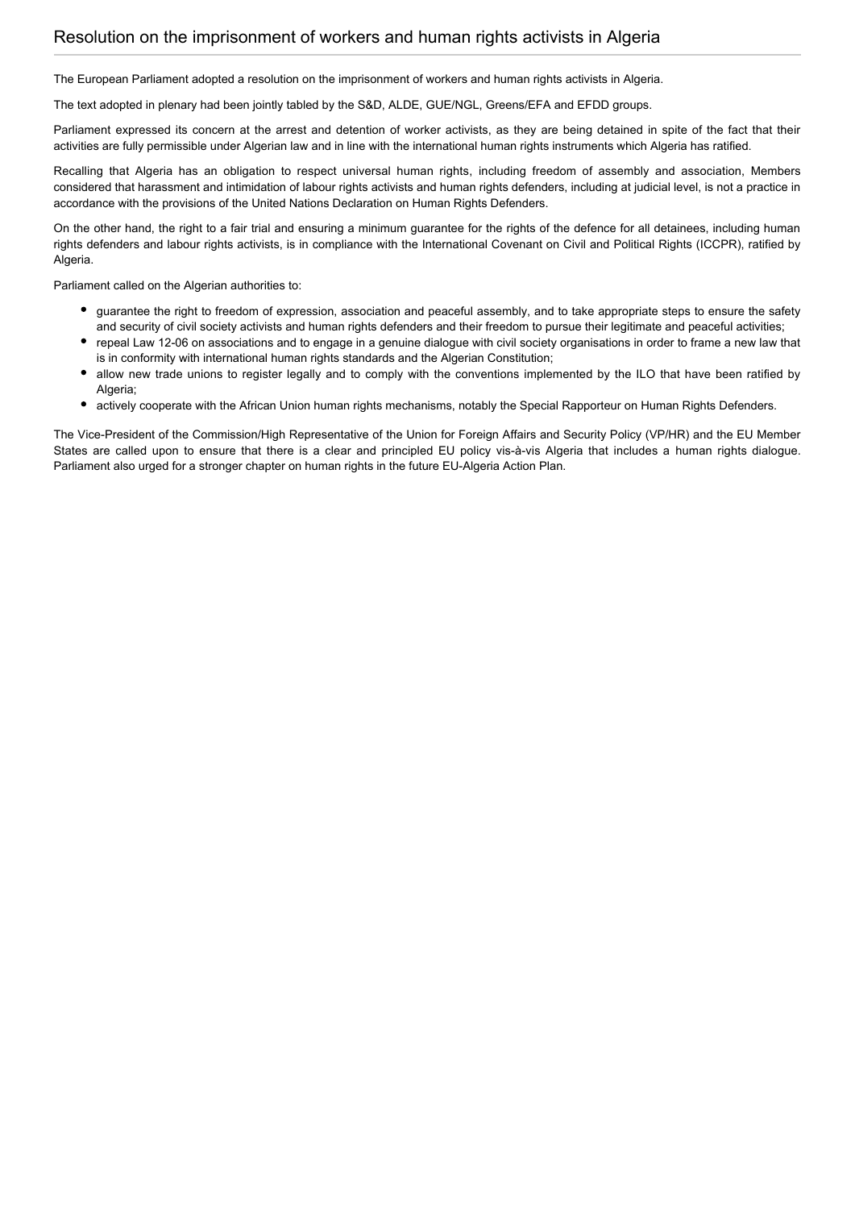# Resolution on the imprisonment of workers and human rights activists in Algeria

The European Parliament adopted a resolution on the imprisonment of workers and human rights activists in Algeria.

The text adopted in plenary had been jointly tabled by the S&D, ALDE, GUE/NGL, Greens/EFA and EFDD groups.

Parliament expressed its concern at the arrest and detention of worker activists, as they are being detained in spite of the fact that their activities are fully permissible under Algerian law and in line with the international human rights instruments which Algeria has ratified.

Recalling that Algeria has an obligation to respect universal human rights, including freedom of assembly and association, Members considered that harassment and intimidation of labour rights activists and human rights defenders, including at judicial level, is not a practice in accordance with the provisions of the United Nations Declaration on Human Rights Defenders.

On the other hand, the right to a fair trial and ensuring a minimum guarantee for the rights of the defence for all detainees, including human rights defenders and labour rights activists, is in compliance with the International Covenant on Civil and Political Rights (ICCPR), ratified by Algeria.

Parliament called on the Algerian authorities to:

- guarantee the right to freedom of expression, association and peaceful assembly, and to take appropriate steps to ensure the safety and security of civil society activists and human rights defenders and their freedom to pursue their legitimate and peaceful activities;
- repeal Law 12-06 on associations and to engage in a genuine dialogue with civil society organisations in order to frame a new law that is in conformity with international human rights standards and the Algerian Constitution;
- allow new trade unions to register legally and to comply with the conventions implemented by the ILO that have been ratified by Algeria;
- actively cooperate with the African Union human rights mechanisms, notably the Special Rapporteur on Human Rights Defenders.

The Vice-President of the Commission/High Representative of the Union for Foreign Affairs and Security Policy (VP/HR) and the EU Member States are called upon to ensure that there is a clear and principled EU policy vis-à-vis Algeria that includes a human rights dialogue. Parliament also urged for a stronger chapter on human rights in the future EU-Algeria Action Plan.